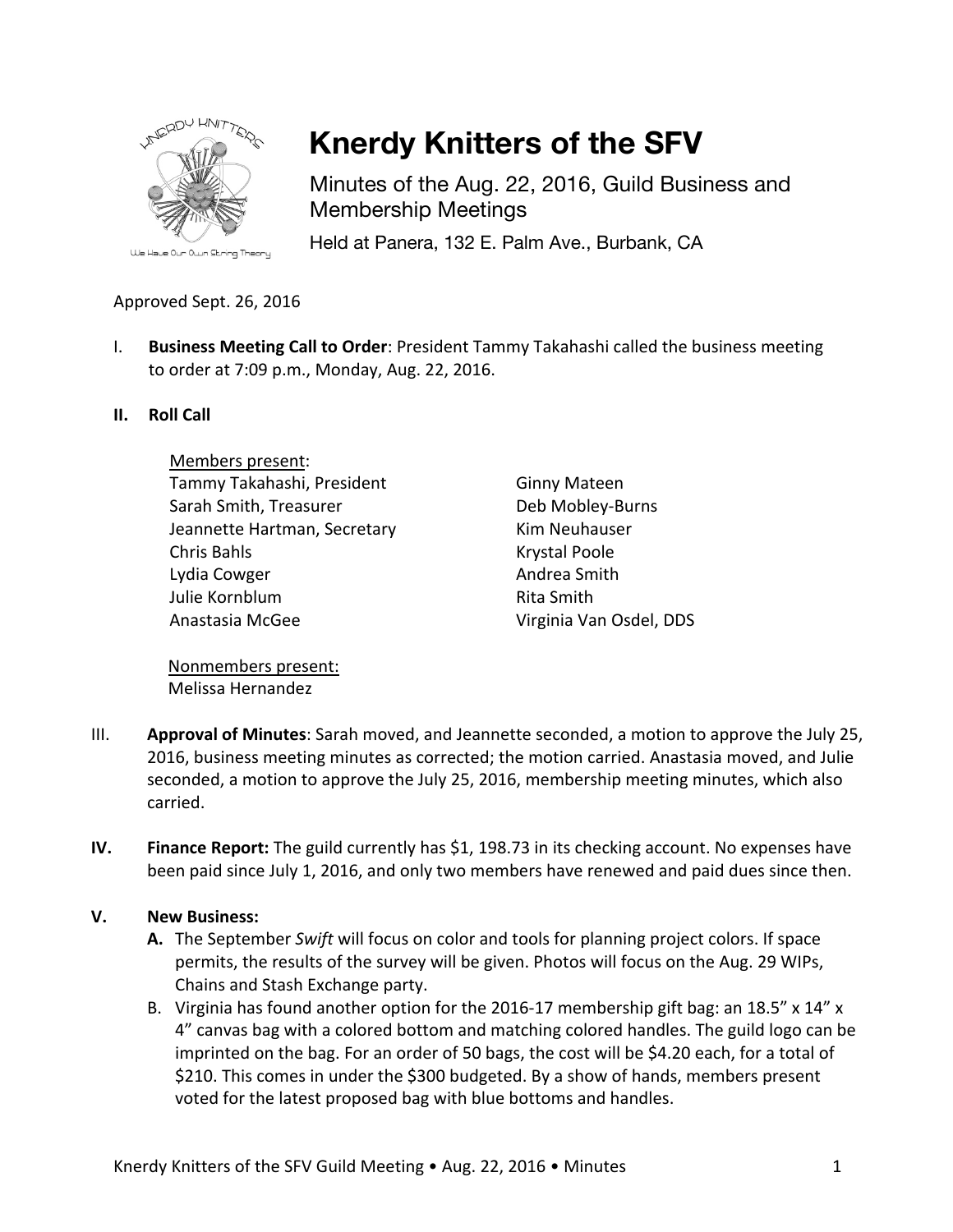# Knerdy Knitters of the SFV

Minutes of the Aug. 22, 2016, Guild Business and Membership Meetings

Held at Panera, 132 E. Palm Ave., Burbank, CA

Approved Sept. 26, 2016

I. **Business Meeting Call to Order**: President Tammy Takahashi called the business meeting to order at 7:09 p.m., Monday, Aug. 22, 2016.

**II. Roll Call**

Members present:

Tammy Takahashi, President
Sarah Smith, Treasurer
Jeannette Hartman, Secretary
Chris Bahls
Lydia Cowger
Julie Kornblum
Anastasia McGee
Ginny Mateen
Deb Mobley-Burns
Kim Neuhauser
Krystal Poole
Andrea Smith
Rita Smith
Virginia Van Osdel, DDS

Nonmembers present:

Melissa Hernandez

III. **Approval of Minutes**: Sarah moved, and Jeannette seconded, a motion to approve the July 25, 2016, business meeting minutes as corrected; the motion carried. Anastasia moved, and Julie seconded, a motion to approve the July 25, 2016, membership meeting minutes, which also carried.

**IV. Finance Report:** The guild currently has $1, 198.73 in its checking account. No expenses have been paid since July 1, 2016, and only two members have renewed and paid dues since then.

**V. New Business:**

**A.** The September *Swift* will focus on color and tools for planning project colors. If space permits, the results of the survey will be given. Photos will focus on the Aug. 29 WIPs, Chains and Stash Exchange party.

B. Virginia has found another option for the 2016-17 membership gift bag: an 18.5” x 14” x 4” canvas bag with a colored bottom and matching colored handles. The guild logo can be imprinted on the bag. For an order of 50 bags, the cost will be $4.20 each, for a total of $210. This comes in under the $300 budgeted. By a show of hands, members present voted for the latest proposed bag with blue bottoms and handles.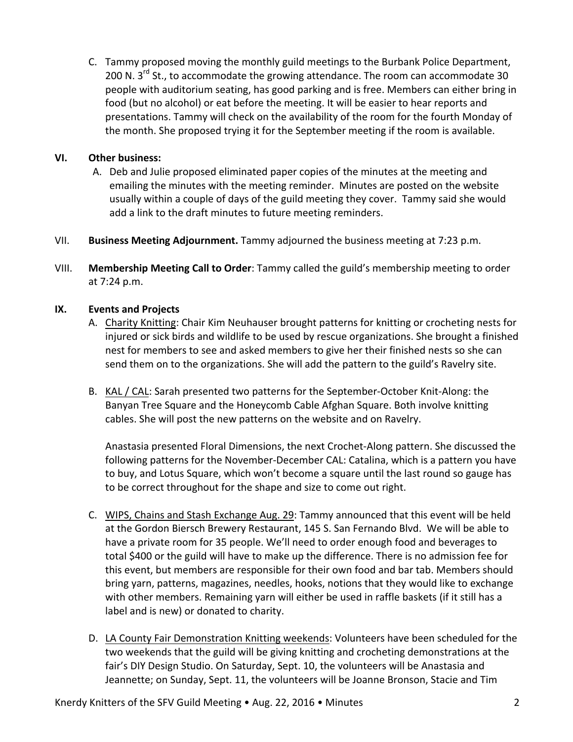C. Tammy proposed moving the monthly guild meetings to the Burbank Police Department, 200 N. 3rd St., to accommodate the growing attendance. The room can accommodate 30 people with auditorium seating, has good parking and is free. Members can either bring in food (but no alcohol) or eat before the meeting. It will be easier to hear reports and presentations. Tammy will check on the availability of the room for the fourth Monday of the month. She proposed trying it for the September meeting if the room is available.

**VI. Other business:**

A. Deb and Julie proposed eliminated paper copies of the minutes at the meeting and emailing the minutes with the meeting reminder. Minutes are posted on the website usually within a couple of days of the guild meeting they cover. Tammy said she would add a link to the draft minutes to future meeting reminders.

VII. **Business Meeting Adjournment.** Tammy adjourned the business meeting at 7:23 p.m.

VIII. **Membership Meeting Call to Order**: Tammy called the guild's membership meeting to order at 7:24 p.m.

**IX. Events and Projects**

A. <u>Charity Knitting</u>: Chair Kim Neuhauser brought patterns for knitting or crocheting nests for injured or sick birds and wildlife to be used by rescue organizations. She brought a finished nest for members to see and asked members to give her their finished nests so she can send them on to the organizations. She will add the pattern to the guild's Ravelry site.

B. <u>KAL / CAL</u>: Sarah presented two patterns for the September-October Knit-Along: the Banyan Tree Square and the Honeycomb Cable Afghan Square. Both involve knitting cables. She will post the new patterns on the website and on Ravelry.

Anastasia presented Floral Dimensions, the next Crochet-Along pattern. She discussed the following patterns for the November-December CAL: Catalina, which is a pattern you have to buy, and Lotus Square, which won't become a square until the last round so gauge has to be correct throughout for the shape and size to come out right.

C. <u>WIPS, Chains and Stash Exchange Aug. 29</u>: Tammy announced that this event will be held at the Gordon Biersch Brewery Restaurant, 145 S. San Fernando Blvd. We will be able to have a private room for 35 people. We'll need to order enough food and beverages to total $400 or the guild will have to make up the difference. There is no admission fee for this event, but members are responsible for their own food and bar tab. Members should bring yarn, patterns, magazines, needles, hooks, notions that they would like to exchange with other members. Remaining yarn will either be used in raffle baskets (if it still has a label and is new) or donated to charity.

D. <u>LA County Fair Demonstration Knitting weekends</u>: Volunteers have been scheduled for the two weekends that the guild will be giving knitting and crocheting demonstrations at the fair's DIY Design Studio. On Saturday, Sept. 10, the volunteers will be Anastasia and Jeannette; on Sunday, Sept. 11, the volunteers will be Joanne Bronson, Stacie and Tim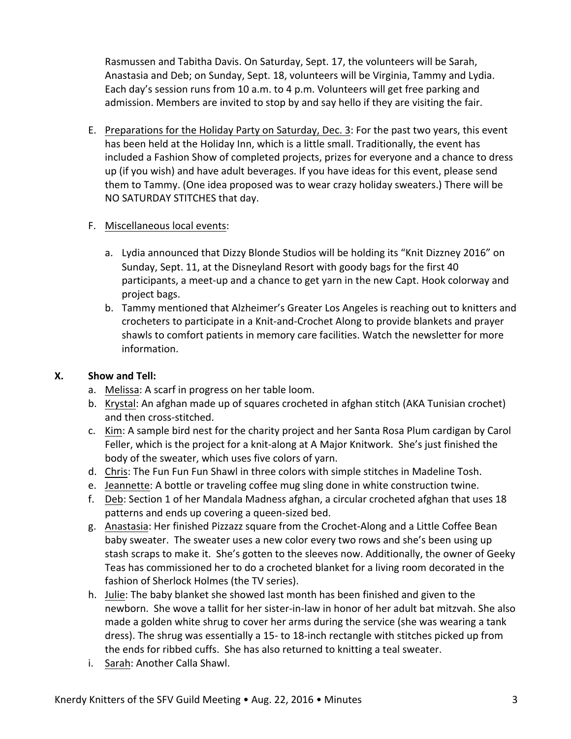Rasmussen and Tabitha Davis. On Saturday, Sept. 17, the volunteers will be Sarah, Anastasia and Deb; on Sunday, Sept. 18, volunteers will be Virginia, Tammy and Lydia. Each day's session runs from 10 a.m. to 4 p.m. Volunteers will get free parking and admission. Members are invited to stop by and say hello if they are visiting the fair.

E. Preparations for the Holiday Party on Saturday, Dec. 3: For the past two years, this event has been held at the Holiday Inn, which is a little small. Traditionally, the event has included a Fashion Show of completed projects, prizes for everyone and a chance to dress up (if you wish) and have adult beverages. If you have ideas for this event, please send them to Tammy. (One idea proposed was to wear crazy holiday sweaters.) There will be NO SATURDAY STITCHES that day.

F. Miscellaneous local events:

   a. Lydia announced that Dizzy Blonde Studios will be holding its "Knit Dizzney 2016" on Sunday, Sept. 11, at the Disneyland Resort with goody bags for the first 40 participants, a meet-up and a chance to get yarn in the new Capt. Hook colorway and project bags.
   b. Tammy mentioned that Alzheimer's Greater Los Angeles is reaching out to knitters and crocheters to participate in a Knit-and-Crochet Along to provide blankets and prayer shawls to comfort patients in memory care facilities. Watch the newsletter for more information.

## X. Show and Tell:

a. Melissa: A scarf in progress on her table loom.
b. Krystal: An afghan made up of squares crocheted in afghan stitch (AKA Tunisian crochet) and then cross-stitched.
c. Kim: A sample bird nest for the charity project and her Santa Rosa Plum cardigan by Carol Feller, which is the project for a knit-along at A Major Knitwork. She's just finished the body of the sweater, which uses five colors of yarn.
d. Chris: The Fun Fun Fun Shawl in three colors with simple stitches in Madeline Tosh.
e. Jeannette: A bottle or traveling coffee mug sling done in white construction twine.
f. Deb: Section 1 of her Mandala Madness afghan, a circular crocheted afghan that uses 18 patterns and ends up covering a queen-sized bed.
g. Anastasia: Her finished Pizzazz square from the Crochet-Along and a Little Coffee Bean baby sweater. The sweater uses a new color every two rows and she's been using up stash scraps to make it. She's gotten to the sleeves now. Additionally, the owner of Geeky Teas has commissioned her to do a crocheted blanket for a living room decorated in the fashion of Sherlock Holmes (the TV series).
h. Julie: The baby blanket she showed last month has been finished and given to the newborn. She wove a tallit for her sister-in-law in honor of her adult bat mitzvah. She also made a golden white shrug to cover her arms during the service (she was wearing a tank dress). The shrug was essentially a 15- to 18-inch rectangle with stitches picked up from the ends for ribbed cuffs. She has also returned to knitting a teal sweater.
i. Sarah: Another Calla Shawl.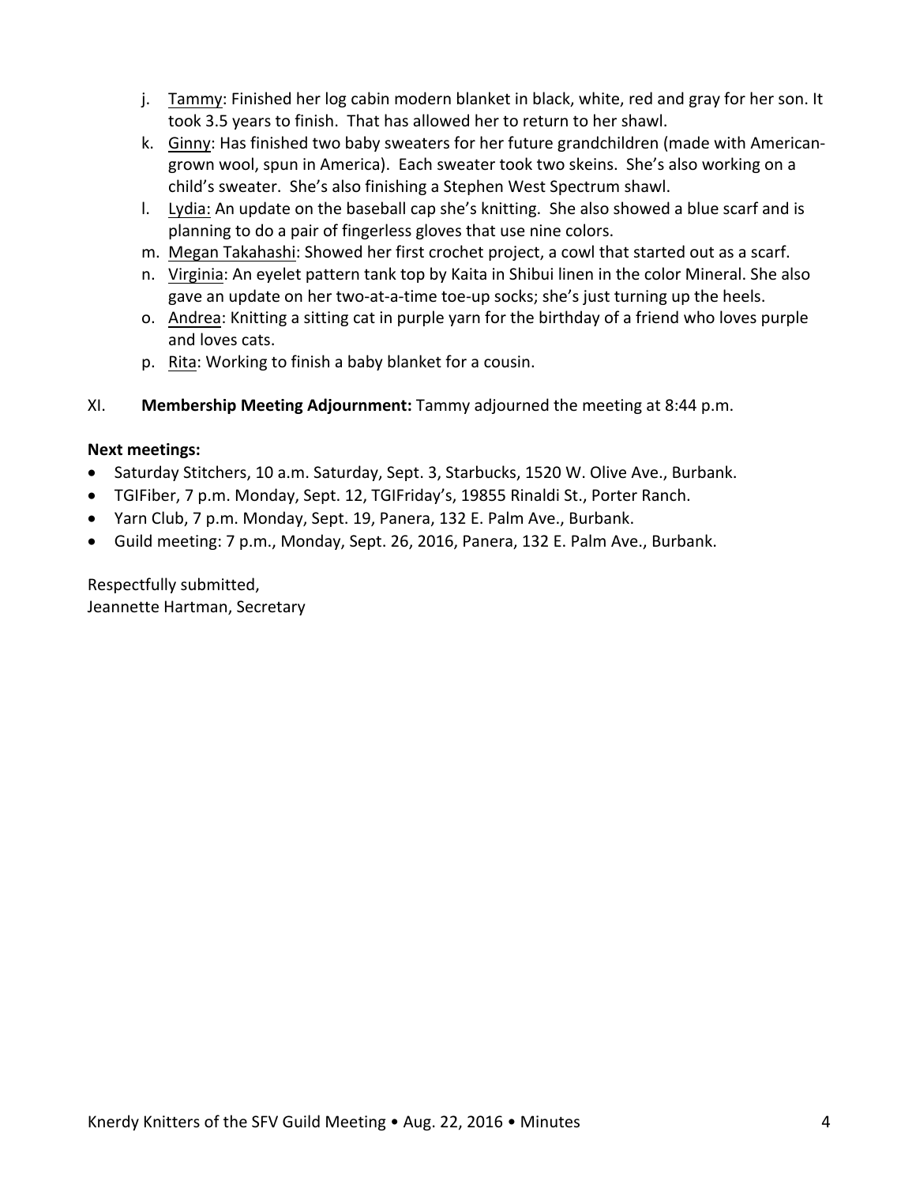j. Tammy: Finished her log cabin modern blanket in black, white, red and gray for her son. It took 3.5 years to finish. That has allowed her to return to her shawl.
k. Ginny: Has finished two baby sweaters for her future grandchildren (made with American-grown wool, spun in America). Each sweater took two skeins. She's also working on a child's sweater. She's also finishing a Stephen West Spectrum shawl.
l. Lydia: An update on the baseball cap she's knitting. She also showed a blue scarf and is planning to do a pair of fingerless gloves that use nine colors.
m. Megan Takahashi: Showed her first crochet project, a cowl that started out as a scarf.
n. Virginia: An eyelet pattern tank top by Kaita in Shibui linen in the color Mineral. She also gave an update on her two-at-a-time toe-up socks; she's just turning up the heels.
o. Andrea: Knitting a sitting cat in purple yarn for the birthday of a friend who loves purple and loves cats.
p. Rita: Working to finish a baby blanket for a cousin.

XI. **Membership Meeting Adjournment:** Tammy adjourned the meeting at 8:44 p.m.

**Next meetings:**

- Saturday Stitchers, 10 a.m. Saturday, Sept. 3, Starbucks, 1520 W. Olive Ave., Burbank.
- TGIFiber, 7 p.m. Monday, Sept. 12, TGIFriday's, 19855 Rinaldi St., Porter Ranch.
- Yarn Club, 7 p.m. Monday, Sept. 19, Panera, 132 E. Palm Ave., Burbank.
- Guild meeting: 7 p.m., Monday, Sept. 26, 2016, Panera, 132 E. Palm Ave., Burbank.

Respectfully submitted,
Jeannette Hartman, Secretary